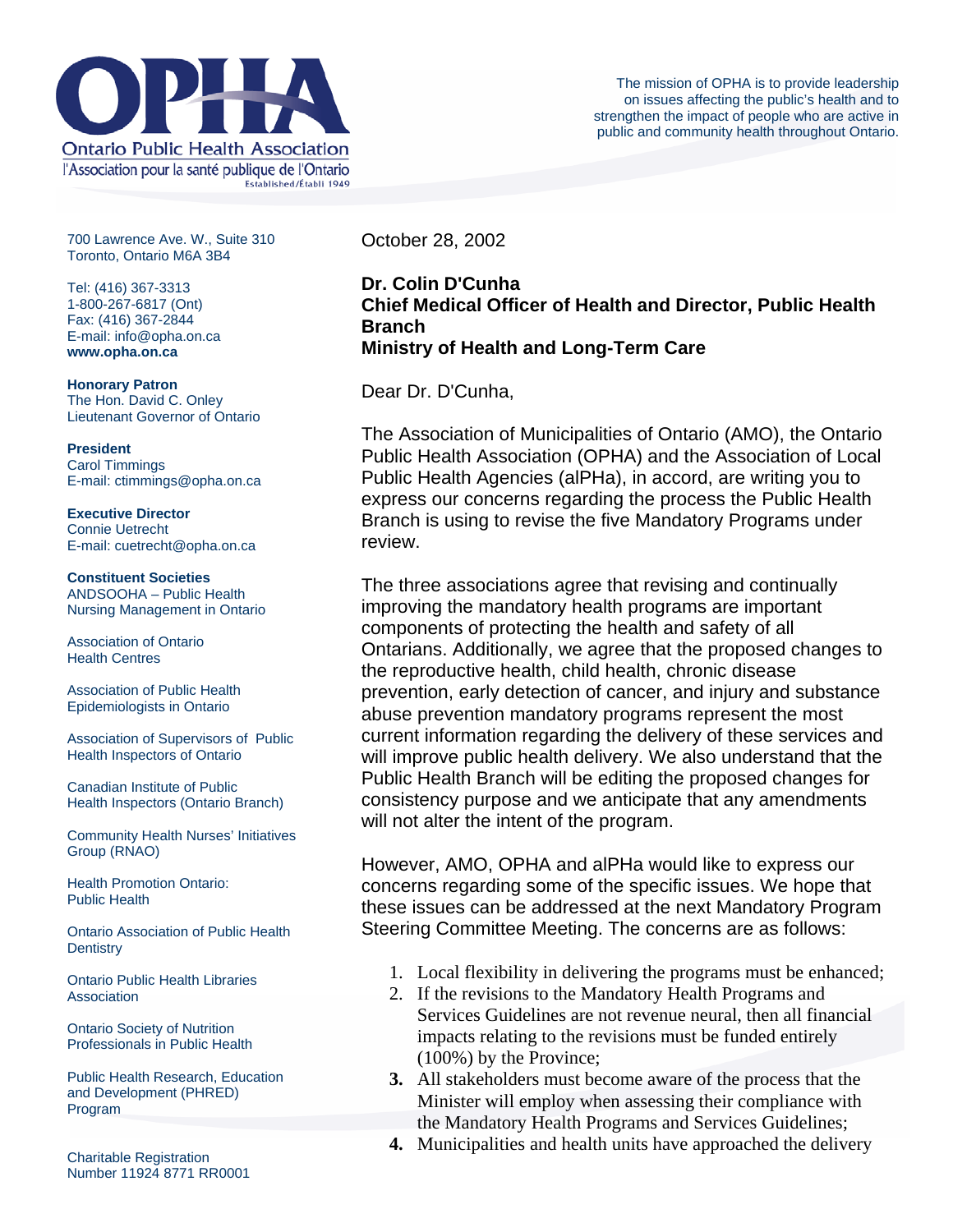# OPHA

Ontario Public Health Association
l'Association pour la santé publique de l'Ontario
Established/Établi 1949

The mission of OPHA is to provide leadership on issues affecting the public's health and to strengthen the impact of people who are active in public and community health throughout Ontario.

700 Lawrence Ave. W., Suite 310
Toronto, Ontario M6A 3B4

Tel: (416) 367-3313
1-800-267-6817 (Ont)
Fax: (416) 367-2844
E-mail: info@opha.on.ca
**www.opha.on.ca**

**Honorary Patron**
The Hon. David C. Onley
Lieutenant Governor of Ontario

**President**
Carol Timmings
E-mail: ctimmings@opha.on.ca

**Executive Director**
Connie Uetrecht
E-mail: cuetrecht@opha.on.ca

**Constituent Societies**

ANDSOOHA – Public Health Nursing Management in Ontario

Association of Ontario Health Centres

Association of Public Health Epidemiologists in Ontario

Association of Supervisors of Public Health Inspectors of Ontario

Canadian Institute of Public Health Inspectors (Ontario Branch)

Community Health Nurses' Initiatives Group (RNAO)

Health Promotion Ontario: Public Health

Ontario Association of Public Health Dentistry

Ontario Public Health Libraries Association

Ontario Society of Nutrition Professionals in Public Health

Public Health Research, Education and Development (PHRED) Program

Charitable Registration Number 11924 8771 RR0001

October 28, 2002

**Dr. Colin D'Cunha**
**Chief Medical Officer of Health and Director, Public Health Branch**
**Ministry of Health and Long-Term Care**

Dear Dr. D'Cunha,

The Association of Municipalities of Ontario (AMO), the Ontario Public Health Association (OPHA) and the Association of Local Public Health Agencies (alPHa), in accord, are writing you to express our concerns regarding the process the Public Health Branch is using to revise the five Mandatory Programs under review.

The three associations agree that revising and continually improving the mandatory health programs are important components of protecting the health and safety of all Ontarians. Additionally, we agree that the proposed changes to the reproductive health, child health, chronic disease prevention, early detection of cancer, and injury and substance abuse prevention mandatory programs represent the most current information regarding the delivery of these services and will improve public health delivery. We also understand that the Public Health Branch will be editing the proposed changes for consistency purpose and we anticipate that any amendments will not alter the intent of the program.

However, AMO, OPHA and alPHa would like to express our concerns regarding some of the specific issues. We hope that these issues can be addressed at the next Mandatory Program Steering Committee Meeting. The concerns are as follows:

1. Local flexibility in delivering the programs must be enhanced;
2. If the revisions to the Mandatory Health Programs and Services Guidelines are not revenue neural, then all financial impacts relating to the revisions must be funded entirely (100%) by the Province;
3. All stakeholders must become aware of the process that the Minister will employ when assessing their compliance with the Mandatory Health Programs and Services Guidelines;
4. Municipalities and health units have approached the delivery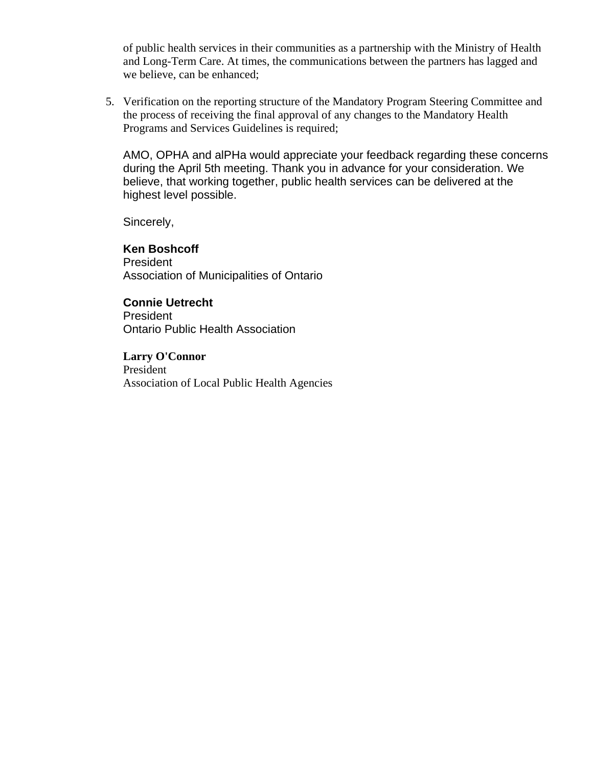of public health services in their communities as a partnership with the Ministry of Health and Long-Term Care. At times, the communications between the partners has lagged and we believe, can be enhanced;

5. Verification on the reporting structure of the Mandatory Program Steering Committee and the process of receiving the final approval of any changes to the Mandatory Health Programs and Services Guidelines is required;

AMO, OPHA and alPHa would appreciate your feedback regarding these concerns during the April 5th meeting. Thank you in advance for your consideration. We believe, that working together, public health services can be delivered at the highest level possible.

Sincerely,

**Ken Boshcoff**
President
Association of Municipalities of Ontario

**Connie Uetrecht**
President
Ontario Public Health Association

**Larry O'Connor**
President
Association of Local Public Health Agencies